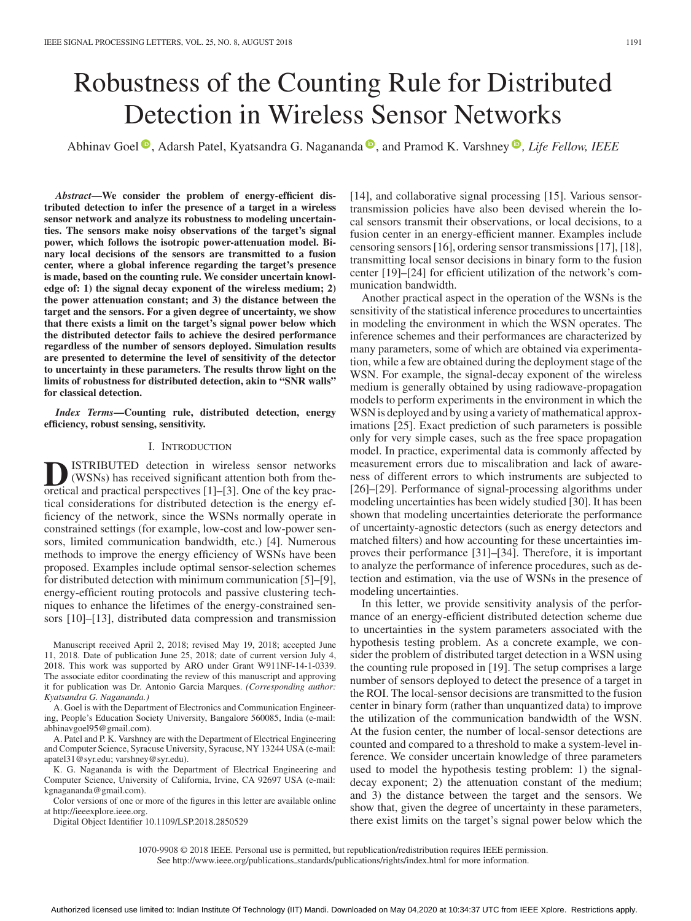# Robustness of the Counting Rule for Distributed Detection in Wireless Sensor Networks

Abhinav Goel, Adarsh Patel, Kyatsandra G. Nagananda, and Pramod K. Varshney, *Life Fellow, IEEE*

***Abstract*—We consider the problem of energy-efficient distributed detection to infer the presence of a target in a wireless sensor network and analyze its robustness to modeling uncertainties. The sensors make noisy observations of the target's signal power, which follows the isotropic power-attenuation model. Binary local decisions of the sensors are transmitted to a fusion center, where a global inference regarding the target's presence is made, based on the counting rule. We consider uncertain knowledge of: 1) the signal decay exponent of the wireless medium; 2) the power attenuation constant; and 3) the distance between the target and the sensors. For a given degree of uncertainty, we show that there exists a limit on the target's signal power below which the distributed detector fails to achieve the desired performance regardless of the number of sensors deployed. Simulation results are presented to determine the level of sensitivity of the detector to uncertainty in these parameters. The results throw light on the limits of robustness for distributed detection, akin to "SNR walls" for classical detection.**

***Index Terms*—Counting rule, distributed detection, energy efficiency, robust sensing, sensitivity.**

## I. Introduction

Distributed detection in wireless sensor networks (WSNs) has received significant attention both from theoretical and practical perspectives [1]–[3]. One of the key practical considerations for distributed detection is the energy efficiency of the network, since the WSNs normally operate in constrained settings (for example, low-cost and low-power sensors, limited communication bandwidth, etc.) [4]. Numerous methods to improve the energy efficiency of WSNs have been proposed. Examples include optimal sensor-selection schemes for distributed detection with minimum communication [5]–[9], energy-efficient routing protocols and passive clustering techniques to enhance the lifetimes of the energy-constrained sensors [10]–[13], distributed data compression and transmission [14], and collaborative signal processing [15]. Various sensor-transmission policies have also been devised wherein the local sensors transmit their observations, or local decisions, to a fusion center in an energy-efficient manner. Examples include censoring sensors [16], ordering sensor transmissions [17], [18], transmitting local sensor decisions in binary form to the fusion center [19]–[24] for efficient utilization of the network's communication bandwidth.

Another practical aspect in the operation of the WSNs is the sensitivity of the statistical inference procedures to uncertainties in modeling the environment in which the WSN operates. The inference schemes and their performances are characterized by many parameters, some of which are obtained via experimentation, while a few are obtained during the deployment stage of the WSN. For example, the signal-decay exponent of the wireless medium is generally obtained by using radiowave-propagation models to perform experiments in the environment in which the WSN is deployed and by using a variety of mathematical approximations [25]. Exact prediction of such parameters is possible only for very simple cases, such as the free space propagation model. In practice, experimental data is commonly affected by measurement errors due to miscalibration and lack of awareness of different errors to which instruments are subjected to [26]–[29]. Performance of signal-processing algorithms under modeling uncertainties has been widely studied [30]. It has been shown that modeling uncertainties deteriorate the performance of uncertainty-agnostic detectors (such as energy detectors and matched filters) and how accounting for these uncertainties improves their performance [31]–[34]. Therefore, it is important to analyze the performance of inference procedures, such as detection and estimation, via the use of WSNs in the presence of modeling uncertainties.

In this letter, we provide sensitivity analysis of the performance of an energy-efficient distributed detection scheme due to uncertainties in the system parameters associated with the hypothesis testing problem. As a concrete example, we consider the problem of distributed target detection in a WSN using the counting rule proposed in [19]. The setup comprises a large number of sensors deployed to detect the presence of a target in the ROI. The local-sensor decisions are transmitted to the fusion center in binary form (rather than unquantized data) to improve the utilization of the communication bandwidth of the WSN. At the fusion center, the number of local-sensor detections are counted and compared to a threshold to make a system-level inference. We consider uncertain knowledge of three parameters used to model the hypothesis testing problem: 1) the signal-decay exponent; 2) the attenuation constant of the medium; and 3) the distance between the target and the sensors. We show that, given the degree of uncertainty in these parameters, there exist limits on the target's signal power below which the

---

Manuscript received April 2, 2018; revised May 19, 2018; accepted June 11, 2018. Date of publication June 25, 2018; date of current version July 4, 2018. This work was supported by ARO under Grant W911NF-14-1-0339. The associate editor coordinating the review of this manuscript and approving it for publication was Dr. Antonio Garcia Marques. *(Corresponding author: Kyatsandra G. Nagananda.)*

A. Goel is with the Department of Electronics and Communication Engineering, People's Education Society University, Bangalore 560085, India (e-mail: abhinavgoel95@gmail.com).

A. Patel and P. K. Varshney are with the Department of Electrical Engineering and Computer Science, Syracuse University, Syracuse, NY 13244 USA (e-mail: apatel31@syr.edu; varshney@syr.edu).

K. G. Nagananda is with the Department of Electrical Engineering and Computer Science, University of California, Irvine, CA 92697 USA (e-mail: kgnagananda@gmail.com).

Color versions of one or more of the figures in this letter are available online at http://ieeexplore.ieee.org.

Digital Object Identifier 10.1109/LSP.2018.2850529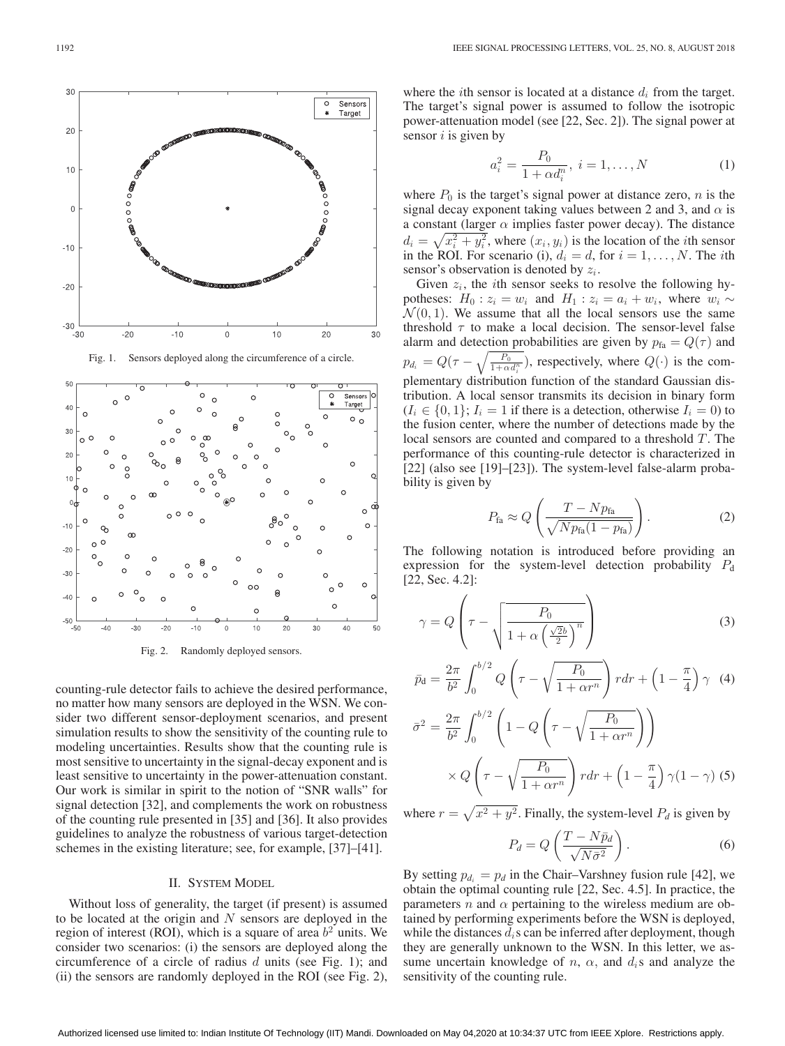Fig. 1. Sensors deployed along the circumference of a circle.

Fig. 2. Randomly deployed sensors.

counting-rule detector fails to achieve the desired performance, no matter how many sensors are deployed in the WSN. We consider two different sensor-deployment scenarios, and present simulation results to show the sensitivity of the counting rule to modeling uncertainties. Results show that the counting rule is most sensitive to uncertainty in the signal-decay exponent and is least sensitive to uncertainty in the power-attenuation constant. Our work is similar in spirit to the notion of "SNR walls" for signal detection [32], and complements the work on robustness of the counting rule presented in [35] and [36]. It also provides guidelines to analyze the robustness of various target-detection schemes in the existing literature; see, for example, [37]–[41].

## II. System Model

Without loss of generality, the target (if present) is assumed to be located at the origin and $N$ sensors are deployed in the region of interest (ROI), which is a square of area $b^2$ units. We consider two scenarios: (i) the sensors are deployed along the circumference of a circle of radius $d$ units (see Fig. 1); and (ii) the sensors are randomly deployed in the ROI (see Fig. 2), where the $i$th sensor is located at a distance $d_i$ from the target. The target's signal power is assumed to follow the isotropic power-attenuation model (see [22, Sec. 2]). The signal power at sensor $i$ is given by

$$a_i^2 = \frac{P_0}{1+\alpha d_i^n},\ i = 1, \ldots, N \tag{1}$$

where $P_0$ is the target's signal power at distance zero, $n$ is the signal decay exponent taking values between 2 and 3, and $\alpha$ is a constant (larger $\alpha$ implies faster power decay). The distance $d_i = \sqrt{x_i^2 + y_i^2}$, where $(x_i, y_i)$ is the location of the $i$th sensor in the ROI. For scenario (i), $d_i = d$, for $i = 1, \ldots, N$. The $i$th sensor's observation is denoted by $z_i$.

Given $z_i$, the $i$th sensor seeks to resolve the following hypotheses: $H_0 : z_i = w_i$ and $H_1 : z_i = a_i + w_i$, where $w_i \sim \mathcal{N}(0, 1)$. We assume that all the local sensors use the same threshold $\tau$ to make a local decision. The sensor-level false alarm and detection probabilities are given by $p_{\text{fa}} = Q(\tau)$ and $p_{d_i} = Q(\tau - \sqrt{\frac{P_0}{1+\alpha d_i^n}})$, respectively, where $Q(\cdot)$ is the complementary distribution function of the standard Gaussian distribution. A local sensor transmits its decision in binary form ($I_i \in \{0, 1\}$; $I_i = 1$ if there is a detection, otherwise $I_i = 0$) to the fusion center, where the number of detections made by the local sensors are counted and compared to a threshold $T$. The performance of this counting-rule detector is characterized in [22] (also see [19]–[23]). The system-level false-alarm probability is given by

$$P_{\text{fa}} \approx Q\left(\frac{T - Np_{\text{fa}}}{\sqrt{Np_{\text{fa}}(1-p_{\text{fa}})}}\right). \tag{2}$$

The following notation is introduced before providing an expression for the system-level detection probability $P_{\text{d}}$ [22, Sec. 4.2]:

$$\gamma = Q\left(\tau - \sqrt{\frac{P_0}{1+\alpha\left(\frac{\sqrt{2}b}{2}\right)^n}}\right) \tag{3}$$

$$\bar{p}_{\text{d}} = \frac{2\pi}{b^2}\int_0^{b/2} Q\left(\tau - \sqrt{\frac{P_0}{1+\alpha r^n}}\right) r dr + \left(1 - \frac{\pi}{4}\right)\gamma \tag{4}$$

$$\bar{\sigma}^2 = \frac{2\pi}{b^2}\int_0^{b/2}\left(1 - Q\left(\tau - \sqrt{\frac{P_0}{1+\alpha r^n}}\right)\right) \times Q\left(\tau - \sqrt{\frac{P_0}{1+\alpha r^n}}\right) r dr + \left(1 - \frac{\pi}{4}\right)\gamma(1-\gamma) \tag{5}$$

where $r = \sqrt{x^2 + y^2}$. Finally, the system-level $P_d$ is given by

$$P_d = Q\left(\frac{T - N\bar{p}_d}{\sqrt{N\bar{\sigma}^2}}\right). \tag{6}$$

By setting $p_{d_i} = p_d$ in the Chair–Varshney fusion rule [42], we obtain the optimal counting rule [22, Sec. 4.5]. In practice, the parameters $n$ and $\alpha$ pertaining to the wireless medium are obtained by performing experiments before the WSN is deployed, while the distances $d_i$s can be inferred after deployment, though they are generally unknown to the WSN. In this letter, we assume uncertain knowledge of $n$, $\alpha$, and $d_i$s and analyze the sensitivity of the counting rule.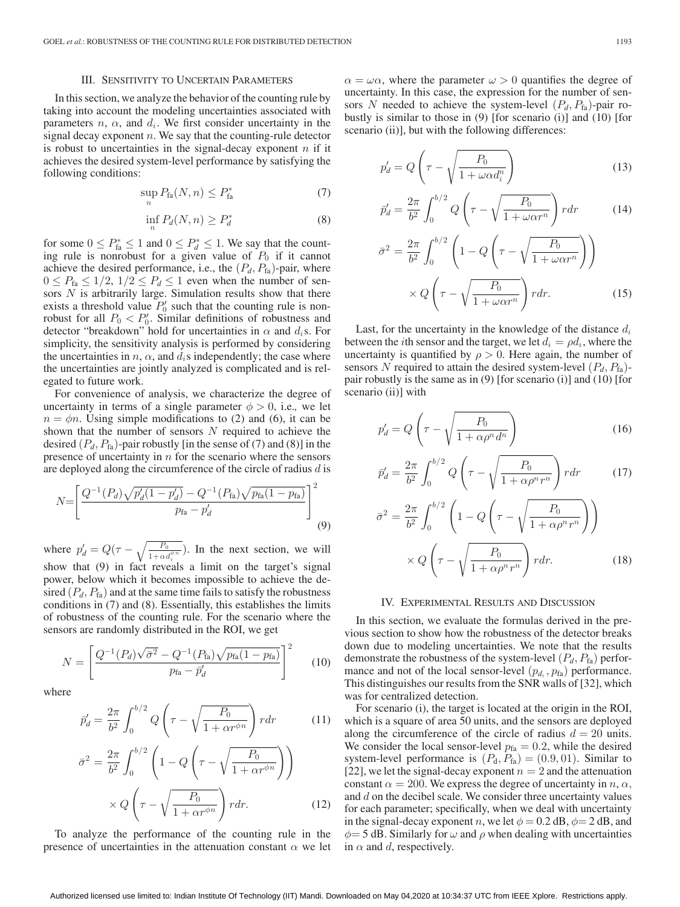## III. Sensitivity to Uncertain Parameters

In this section, we analyze the behavior of the counting rule by taking into account the modeling uncertainties associated with parameters $n$, $\alpha$, and $d_i$. We first consider uncertainty in the signal decay exponent $n$. We say that the counting-rule detector is robust to uncertainties in the signal-decay exponent $n$ if it achieves the desired system-level performance by satisfying the following conditions:

$$\sup_n P_{\text{fa}}(N, n) \leq P_{\text{fa}}^* \tag{7}$$

$$\inf_n P_d(N, n) \geq P_d^* \tag{8}$$

for some $0 \leq P_{\text{fa}}^* \leq 1$ and $0 \leq P_d^* \leq 1$. We say that the counting rule is nonrobust for a given value of $P_0$ if it cannot achieve the desired performance, i.e., the $(P_d, P_{\text{fa}})$-pair, where $0 \leq P_{\text{fa}} \leq 1/2$, $1/2 \leq P_d \leq 1$ even when the number of sensors $N$ is arbitrarily large. Simulation results show that there exists a threshold value $P_0'$ such that the counting rule is nonrobust for all $P_0 < P_0'$. Similar definitions of robustness and detector "breakdown" hold for uncertainties in $\alpha$ and $d_i$s. For simplicity, the sensitivity analysis is performed by considering the uncertainties in $n$, $\alpha$, and $d_i$s independently; the case where the uncertainties are jointly analyzed is complicated and is relegated to future work.

For convenience of analysis, we characterize the degree of uncertainty in terms of a single parameter $\phi > 0$, i.e., we let $n = \phi n$. Using simple modifications to (2) and (6), it can be shown that the number of sensors $N$ required to achieve the desired $(P_d, P_{\text{fa}})$-pair robustly [in the sense of (7) and (8)] in the presence of uncertainty in $n$ for the scenario where the sensors are deployed along the circumference of the circle of radius $d$ is

$$N = \left[\frac{Q^{-1}(P_d)\sqrt{p_d'(1-p_d')} - Q^{-1}(P_{\text{fa}})\sqrt{p_{\text{fa}}(1-p_{\text{fa}})}}{p_{\text{fa}} - p_d'}\right]^2 \tag{9}$$

where $p_d' = Q(\tau - \sqrt{\frac{P_0}{1+\alpha d_i^{\phi n}}})$. In the next section, we will show that (9) in fact reveals a limit on the target's signal power, below which it becomes impossible to achieve the desired $(P_d, P_{\text{fa}})$ and at the same time fails to satisfy the robustness conditions in (7) and (8). Essentially, this establishes the limits of robustness of the counting rule. For the scenario where the sensors are randomly distributed in the ROI, we get

$$N = \left[\frac{Q^{-1}(P_d)\sqrt{\bar{\sigma}^2} - Q^{-1}(P_{\text{fa}})\sqrt{p_{\text{fa}}(1-p_{\text{fa}})}}{p_{\text{fa}} - \bar{p}_d'}\right]^2 \tag{10}$$

where

$$\bar{p}_d' = \frac{2\pi}{b^2}\int_0^{b/2} Q\left(\tau - \sqrt{\frac{P_0}{1+\alpha r^{\phi n}}}\right) r dr \tag{11}$$

$$\bar{\sigma}^2 = \frac{2\pi}{b^2}\int_0^{b/2}\left(1 - Q\left(\tau - \sqrt{\frac{P_0}{1+\alpha r^{\phi n}}}\right)\right) \times Q\left(\tau - \sqrt{\frac{P_0}{1+\alpha r^{\phi n}}}\right) r dr. \tag{12}$$

To analyze the performance of the counting rule in the presence of uncertainties in the attenuation constant $\alpha$ we let $\alpha = \omega\alpha$, where the parameter $\omega > 0$ quantifies the degree of uncertainty. In this case, the expression for the number of sensors $N$ needed to achieve the system-level $(P_d, P_{\text{fa}})$-pair robustly is similar to those in (9) [for scenario (i)] and (10) [for scenario (ii)], but with the following differences:

$$p_d' = Q\left(\tau - \sqrt{\frac{P_0}{1+\omega\alpha d_i^n}}\right) \tag{13}$$

$$\bar{p}_d' = \frac{2\pi}{b^2}\int_0^{b/2} Q\left(\tau - \sqrt{\frac{P_0}{1+\omega\alpha r^n}}\right) r dr \tag{14}$$

$$\bar{\sigma}^2 = \frac{2\pi}{b^2}\int_0^{b/2}\left(1 - Q\left(\tau - \sqrt{\frac{P_0}{1+\omega\alpha r^n}}\right)\right) \times Q\left(\tau - \sqrt{\frac{P_0}{1+\omega\alpha r^n}}\right) r dr. \tag{15}$$

Last, for the uncertainty in the knowledge of the distance $d_i$ between the $i$th sensor and the target, we let $d_i = \rho d_i$, where the uncertainty is quantified by $\rho > 0$. Here again, the number of sensors $N$ required to attain the desired system-level $(P_d, P_{\text{fa}})$-pair robustly is the same as in (9) [for scenario (i)] and (10) [for scenario (ii)] with

$$p_d' = Q\left(\tau - \sqrt{\frac{P_0}{1+\alpha\rho^n d^n}}\right) \tag{16}$$

$$\bar{p}_d' = \frac{2\pi}{b^2}\int_0^{b/2} Q\left(\tau - \sqrt{\frac{P_0}{1+\alpha\rho^n r^n}}\right) r dr \tag{17}$$

$$\bar{\sigma}^2 = \frac{2\pi}{b^2}\int_0^{b/2}\left(1 - Q\left(\tau - \sqrt{\frac{P_0}{1+\alpha\rho^n r^n}}\right)\right) \times Q\left(\tau - \sqrt{\frac{P_0}{1+\alpha\rho^n r^n}}\right) r dr. \tag{18}$$

## IV. Experimental Results and Discussion

In this section, we evaluate the formulas derived in the previous section to show how the robustness of the detector breaks down due to modeling uncertainties. We note that the results demonstrate the robustness of the system-level $(P_d, P_{\text{fa}})$ performance and not of the local sensor-level $(p_{d_i}, p_{\text{fa}})$ performance. This distinguishes our results from the SNR walls of [32], which was for centralized detection.

For scenario (i), the target is located at the origin in the ROI, which is a square of area 50 units, and the sensors are deployed along the circumference of the circle of radius $d = 20$ units. We consider the local sensor-level $p_{\text{fa}} = 0.2$, while the desired system-level performance is $(P_d, P_{\text{fa}}) = (0.9, 01)$. Similar to [22], we let the signal-decay exponent $n = 2$ and the attenuation constant $\alpha = 200$. We express the degree of uncertainty in $n$, $\alpha$, and $d$ on the decibel scale. We consider three uncertainty values for each parameter; specifically, when we deal with uncertainty in the signal-decay exponent $n$, we let $\phi = 0.2$ dB, $\phi = 2$ dB, and $\phi = 5$ dB. Similarly for $\omega$ and $\rho$ when dealing with uncertainties in $\alpha$ and $d$, respectively.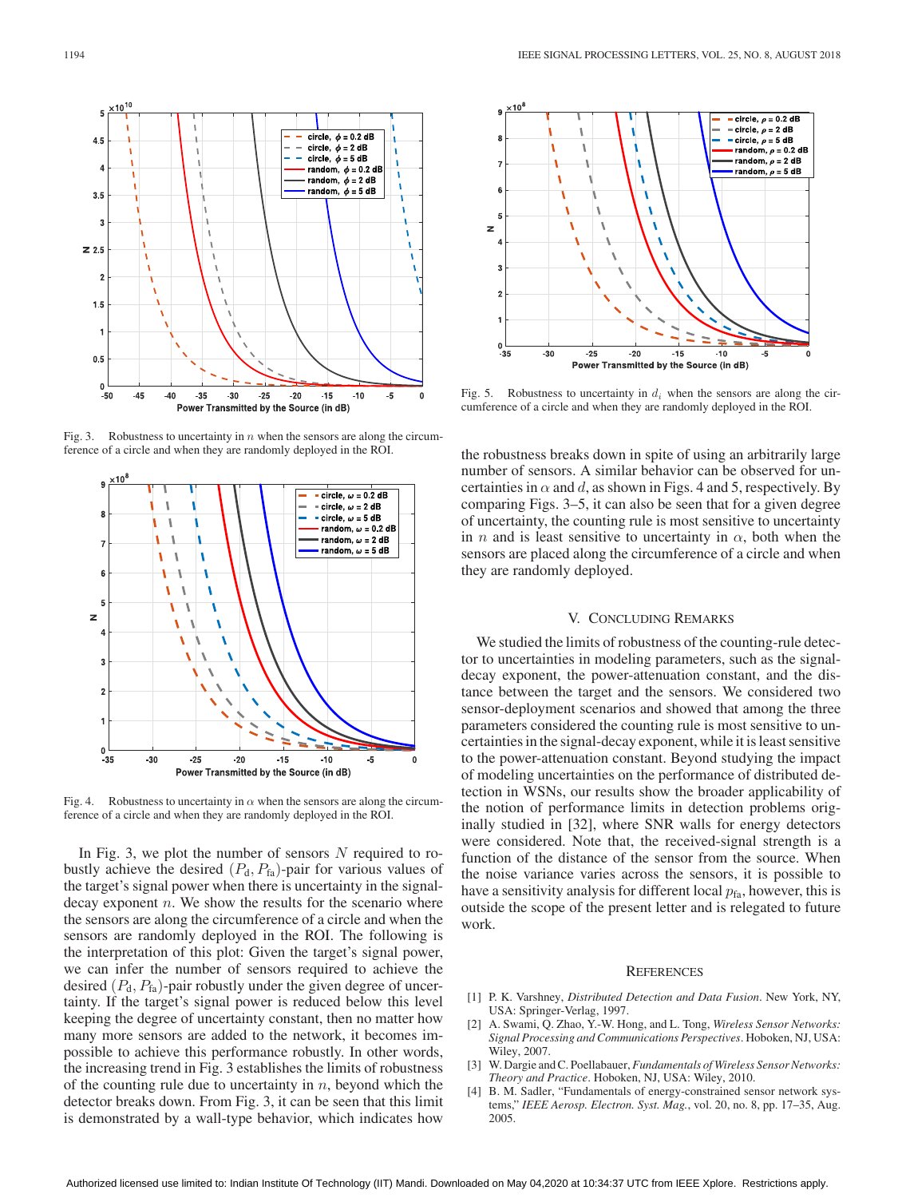Fig. 3. Robustness to uncertainty in $n$ when the sensors are along the circumference of a circle and when they are randomly deployed in the ROI.

Fig. 4. Robustness to uncertainty in $\alpha$ when the sensors are along the circumference of a circle and when they are randomly deployed in the ROI.

In Fig. 3, we plot the number of sensors $N$ required to robustly achieve the desired $(P_{\rm d}, P_{\rm fa})$-pair for various values of the target's signal power when there is uncertainty in the signal-decay exponent $n$. We show the results for the scenario where the sensors are along the circumference of a circle and when the sensors are randomly deployed in the ROI. The following is the interpretation of this plot: Given the target's signal power, we can infer the number of sensors required to achieve the desired $(P_{\rm d}, P_{\rm fa})$-pair robustly under the given degree of uncertainty. If the target's signal power is reduced below this level keeping the degree of uncertainty constant, then no matter how many more sensors are added to the network, it becomes impossible to achieve this performance robustly. In other words, the increasing trend in Fig. 3 establishes the limits of robustness of the counting rule due to uncertainty in $n$, beyond which the detector breaks down. From Fig. 3, it can be seen that this limit is demonstrated by a wall-type behavior, which indicates how the robustness breaks down in spite of using an arbitrarily large number of sensors. A similar behavior can be observed for uncertainties in $\alpha$ and $d$, as shown in Figs. 4 and 5, respectively. By comparing Figs. 3–5, it can also be seen that for a given degree of uncertainty, the counting rule is most sensitive to uncertainty in $n$ and is least sensitive to uncertainty in $\alpha$, both when the sensors are placed along the circumference of a circle and when they are randomly deployed.

Fig. 5. Robustness to uncertainty in $d_i$ when the sensors are along the circumference of a circle and when they are randomly deployed in the ROI.

## V. Concluding Remarks

We studied the limits of robustness of the counting-rule detector to uncertainties in modeling parameters, such as the signal-decay exponent, the power-attenuation constant, and the distance between the target and the sensors. We considered two sensor-deployment scenarios and showed that among the three parameters considered the counting rule is most sensitive to uncertainties in the signal-decay exponent, while it is least sensitive to the power-attenuation constant. Beyond studying the impact of modeling uncertainties on the performance of distributed detection in WSNs, our results show the broader applicability of the notion of performance limits in detection problems originally studied in [32], where SNR walls for energy detectors were considered. Note that, the received-signal strength is a function of the distance of the sensor from the source. When the noise variance varies across the sensors, it is possible to have a sensitivity analysis for different local $p_{\rm fa}$, however, this is outside the scope of the present letter and is relegated to future work.

## References

[1] P. K. Varshney, *Distributed Detection and Data Fusion*. New York, NY, USA: Springer-Verlag, 1997.

[2] A. Swami, Q. Zhao, Y.-W. Hong, and L. Tong, *Wireless Sensor Networks: Signal Processing and Communications Perspectives*. Hoboken, NJ, USA: Wiley, 2007.

[3] W. Dargie and C. Poellabauer, *Fundamentals of Wireless Sensor Networks: Theory and Practice*. Hoboken, NJ, USA: Wiley, 2010.

[4] B. M. Sadler, "Fundamentals of energy-constrained sensor network systems," *IEEE Aerosp. Electron. Syst. Mag.*, vol. 20, no. 8, pp. 17–35, Aug. 2005.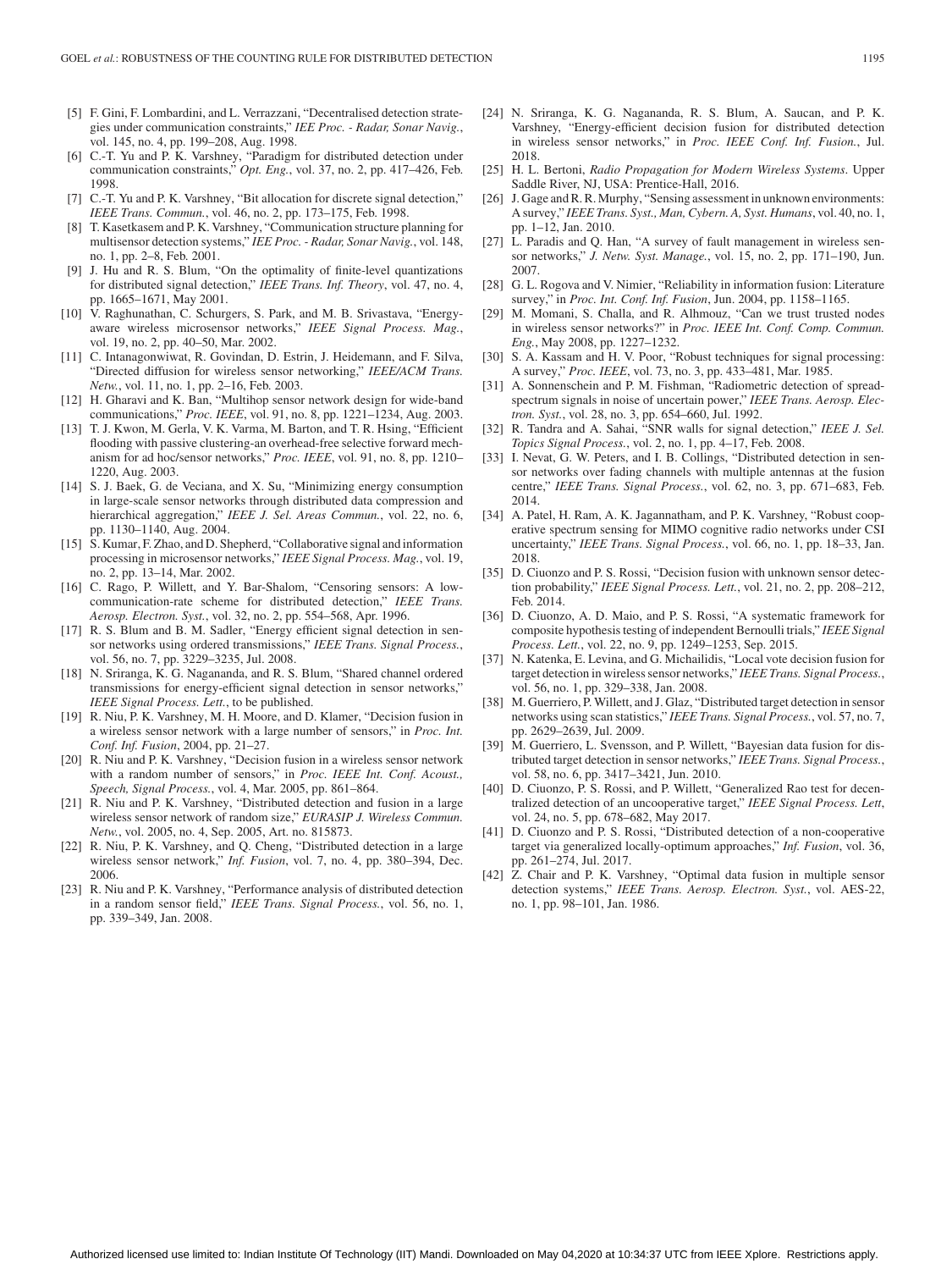[5] F. Gini, F. Lombardini, and L. Verrazzani, "Decentralised detection strategies under communication constraints," *IEE Proc. - Radar, Sonar Navig.*, vol. 145, no. 4, pp. 199–208, Aug. 1998.

[6] C.-T. Yu and P. K. Varshney, "Paradigm for distributed detection under communication constraints," *Opt. Eng.*, vol. 37, no. 2, pp. 417–426, Feb. 1998.

[7] C.-T. Yu and P. K. Varshney, "Bit allocation for discrete signal detection," *IEEE Trans. Commun.*, vol. 46, no. 2, pp. 173–175, Feb. 1998.

[8] T. Kasetkasem and P. K. Varshney, "Communication structure planning for multisensor detection systems," *IEE Proc. - Radar, Sonar Navig.*, vol. 148, no. 1, pp. 2–8, Feb. 2001.

[9] J. Hu and R. S. Blum, "On the optimality of finite-level quantizations for distributed signal detection," *IEEE Trans. Inf. Theory*, vol. 47, no. 4, pp. 1665–1671, May 2001.

[10] V. Raghunathan, C. Schurgers, S. Park, and M. B. Srivastava, "Energy-aware wireless microsensor networks," *IEEE Signal Process. Mag.*, vol. 19, no. 2, pp. 40–50, Mar. 2002.

[11] C. Intanagonwiwat, R. Govindan, D. Estrin, J. Heidemann, and F. Silva, "Directed diffusion for wireless sensor networking," *IEEE/ACM Trans. Netw.*, vol. 11, no. 1, pp. 2–16, Feb. 2003.

[12] H. Gharavi and K. Ban, "Multihop sensor network design for wide-band communications," *Proc. IEEE*, vol. 91, no. 8, pp. 1221–1234, Aug. 2003.

[13] T. J. Kwon, M. Gerla, V. K. Varma, M. Barton, and T. R. Hsing, "Efficient flooding with passive clustering-an overhead-free selective forward mechanism for ad hoc/sensor networks," *Proc. IEEE*, vol. 91, no. 8, pp. 1210–1220, Aug. 2003.

[14] S. J. Baek, G. de Veciana, and X. Su, "Minimizing energy consumption in large-scale sensor networks through distributed data compression and hierarchical aggregation," *IEEE J. Sel. Areas Commun.*, vol. 22, no. 6, pp. 1130–1140, Aug. 2004.

[15] S. Kumar, F. Zhao, and D. Shepherd, "Collaborative signal and information processing in microsensor networks," *IEEE Signal Process. Mag.*, vol. 19, no. 2, pp. 13–14, Mar. 2002.

[16] C. Rago, P. Willett, and Y. Bar-Shalom, "Censoring sensors: A low-communication-rate scheme for distributed detection," *IEEE Trans. Aerosp. Electron. Syst.*, vol. 32, no. 2, pp. 554–568, Apr. 1996.

[17] R. S. Blum and B. M. Sadler, "Energy efficient signal detection in sensor networks using ordered transmissions," *IEEE Trans. Signal Process.*, vol. 56, no. 7, pp. 3229–3235, Jul. 2008.

[18] N. Sriranga, K. G. Nagananda, and R. S. Blum, "Shared channel ordered transmissions for energy-efficient signal detection in sensor networks," *IEEE Signal Process. Lett.*, to be published.

[19] R. Niu, P. K. Varshney, M. H. Moore, and D. Klamer, "Decision fusion in a wireless sensor network with a large number of sensors," in *Proc. Int. Conf. Inf. Fusion*, 2004, pp. 21–27.

[20] R. Niu and P. K. Varshney, "Decision fusion in a wireless sensor network with a random number of sensors," in *Proc. IEEE Int. Conf. Acoust., Speech, Signal Process.*, vol. 4, Mar. 2005, pp. 861–864.

[21] R. Niu and P. K. Varshney, "Distributed detection and fusion in a large wireless sensor network of random size," *EURASIP J. Wireless Commun. Netw.*, vol. 2005, no. 4, Sep. 2005, Art. no. 815873.

[22] R. Niu, P. K. Varshney, and Q. Cheng, "Distributed detection in a large wireless sensor network," *Inf. Fusion*, vol. 7, no. 4, pp. 380–394, Dec. 2006.

[23] R. Niu and P. K. Varshney, "Performance analysis of distributed detection in a random sensor field," *IEEE Trans. Signal Process.*, vol. 56, no. 1, pp. 339–349, Jan. 2008.

[24] N. Sriranga, K. G. Nagananda, R. S. Blum, A. Saucan, and P. K. Varshney, "Energy-efficient decision fusion for distributed detection in wireless sensor networks," in *Proc. IEEE Conf. Inf. Fusion.*, Jul. 2018.

[25] H. L. Bertoni, *Radio Propagation for Modern Wireless Systems*. Upper Saddle River, NJ, USA: Prentice-Hall, 2016.

[26] J. Gage and R. R. Murphy, "Sensing assessment in unknown environments: A survey," *IEEE Trans. Syst., Man, Cybern. A, Syst. Humans*, vol. 40, no. 1, pp. 1–12, Jan. 2010.

[27] L. Paradis and Q. Han, "A survey of fault management in wireless sensor networks," *J. Netw. Syst. Manage.*, vol. 15, no. 2, pp. 171–190, Jun. 2007.

[28] G. L. Rogova and V. Nimier, "Reliability in information fusion: Literature survey," in *Proc. Int. Conf. Inf. Fusion*, Jun. 2004, pp. 1158–1165.

[29] M. Momani, S. Challa, and R. Alhmouz, "Can we trust trusted nodes in wireless sensor networks?" in *Proc. IEEE Int. Conf. Comp. Commun. Eng.*, May 2008, pp. 1227–1232.

[30] S. A. Kassam and H. V. Poor, "Robust techniques for signal processing: A survey," *Proc. IEEE*, vol. 73, no. 3, pp. 433–481, Mar. 1985.

[31] A. Sonnenschein and P. M. Fishman, "Radiometric detection of spread-spectrum signals in noise of uncertain power," *IEEE Trans. Aerosp. Electron. Syst.*, vol. 28, no. 3, pp. 654–660, Jul. 1992.

[32] R. Tandra and A. Sahai, "SNR walls for signal detection," *IEEE J. Sel. Topics Signal Process.*, vol. 2, no. 1, pp. 4–17, Feb. 2008.

[33] I. Nevat, G. W. Peters, and I. B. Collings, "Distributed detection in sensor networks over fading channels with multiple antennas at the fusion centre," *IEEE Trans. Signal Process.*, vol. 62, no. 3, pp. 671–683, Feb. 2014.

[34] A. Patel, H. Ram, A. K. Jagannatham, and P. K. Varshney, "Robust cooperative spectrum sensing for MIMO cognitive radio networks under CSI uncertainty," *IEEE Trans. Signal Process.*, vol. 66, no. 1, pp. 18–33, Jan. 2018.

[35] D. Ciuonzo and P. S. Rossi, "Decision fusion with unknown sensor detection probability," *IEEE Signal Process. Lett.*, vol. 21, no. 2, pp. 208–212, Feb. 2014.

[36] D. Ciuonzo, A. D. Maio, and P. S. Rossi, "A systematic framework for composite hypothesis testing of independent Bernoulli trials," *IEEE Signal Process. Lett.*, vol. 22, no. 9, pp. 1249–1253, Sep. 2015.

[37] N. Katenka, E. Levina, and G. Michailidis, "Local vote decision fusion for target detection in wireless sensor networks," *IEEE Trans. Signal Process.*, vol. 56, no. 1, pp. 329–338, Jan. 2008.

[38] M. Guerriero, P. Willett, and J. Glaz, "Distributed target detection in sensor networks using scan statistics," *IEEE Trans. Signal Process.*, vol. 57, no. 7, pp. 2629–2639, Jul. 2009.

[39] M. Guerriero, L. Svensson, and P. Willett, "Bayesian data fusion for distributed target detection in sensor networks," *IEEE Trans. Signal Process.*, vol. 58, no. 6, pp. 3417–3421, Jun. 2010.

[40] D. Ciuonzo, P. S. Rossi, and P. Willett, "Generalized Rao test for decentralized detection of an uncooperative target," *IEEE Signal Process. Lett*, vol. 24, no. 5, pp. 678–682, May 2017.

[41] D. Ciuonzo and P. S. Rossi, "Distributed detection of a non-cooperative target via generalized locally-optimum approaches," *Inf. Fusion*, vol. 36, pp. 261–274, Jul. 2017.

[42] Z. Chair and P. K. Varshney, "Optimal data fusion in multiple sensor detection systems," *IEEE Trans. Aerosp. Electron. Syst.*, vol. AES-22, no. 1, pp. 98–101, Jan. 1986.